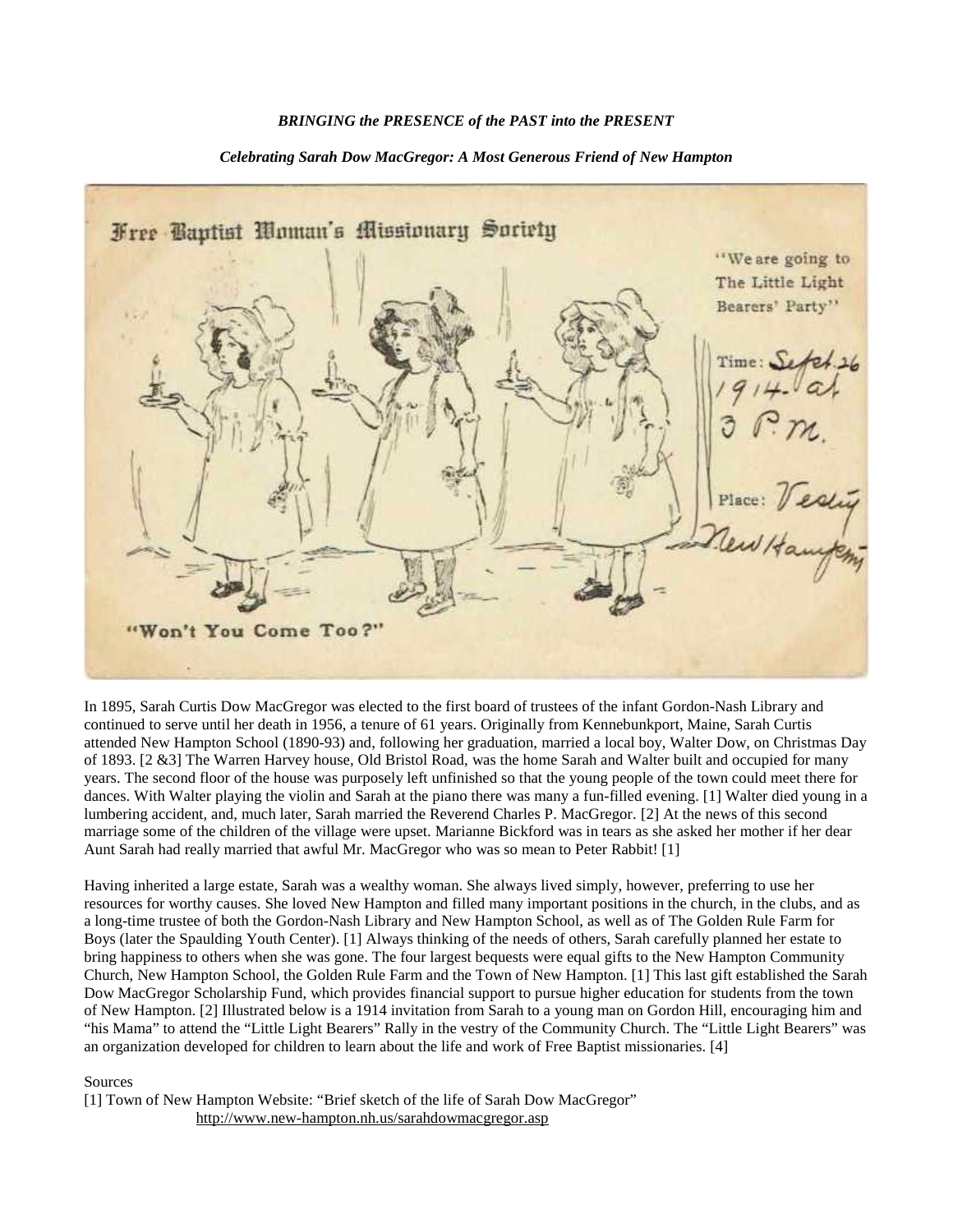***BRINGING the PRESENCE of the PAST into the PRESENT***

***Celebrating Sarah Dow MacGregor: A Most Generous Friend of New Hampton***

In 1895, Sarah Curtis Dow MacGregor was elected to the first board of trustees of the infant Gordon-Nash Library and continued to serve until her death in 1956, a tenure of 61 years. Originally from Kennebunkport, Maine, Sarah Curtis attended New Hampton School (1890-93) and, following her graduation, married a local boy, Walter Dow, on Christmas Day of 1893. [2 &3] The Warren Harvey house, Old Bristol Road, was the home Sarah and Walter built and occupied for many years. The second floor of the house was purposely left unfinished so that the young people of the town could meet there for dances. With Walter playing the violin and Sarah at the piano there was many a fun-filled evening. [1] Walter died young in a lumbering accident, and, much later, Sarah married the Reverend Charles P. MacGregor. [2] At the news of this second marriage some of the children of the village were upset. Marianne Bickford was in tears as she asked her mother if her dear Aunt Sarah had really married that awful Mr. MacGregor who was so mean to Peter Rabbit! [1]

Having inherited a large estate, Sarah was a wealthy woman. She always lived simply, however, preferring to use her resources for worthy causes. She loved New Hampton and filled many important positions in the church, in the clubs, and as a long-time trustee of both the Gordon-Nash Library and New Hampton School, as well as of The Golden Rule Farm for Boys (later the Spaulding Youth Center). [1] Always thinking of the needs of others, Sarah carefully planned her estate to bring happiness to others when she was gone. The four largest bequests were equal gifts to the New Hampton Community Church, New Hampton School, the Golden Rule Farm and the Town of New Hampton. [1] This last gift established the Sarah Dow MacGregor Scholarship Fund, which provides financial support to pursue higher education for students from the town of New Hampton. [2] Illustrated below is a 1914 invitation from Sarah to a young man on Gordon Hill, encouraging him and "his Mama" to attend the "Little Light Bearers" Rally in the vestry of the Community Church. The "Little Light Bearers" was an organization developed for children to learn about the life and work of Free Baptist missionaries. [4]

Sources

[1] Town of New Hampton Website: "Brief sketch of the life of Sarah Dow MacGregor"
http://www.new-hampton.nh.us/sarahdowmacgregor.asp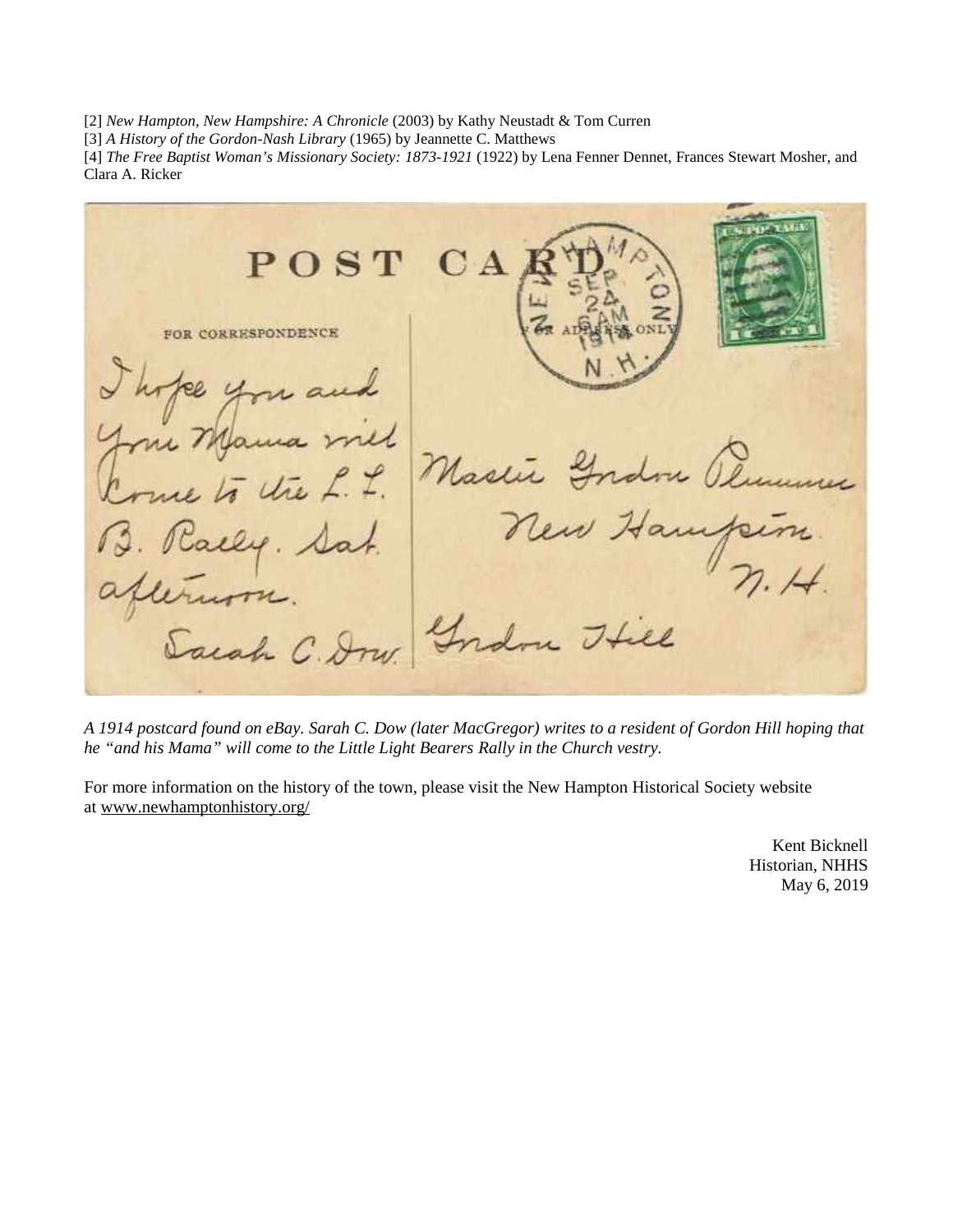[2] *New Hampton, New Hampshire: A Chronicle* (2003) by Kathy Neustadt & Tom Curren

[3] *A History of the Gordon-Nash Library* (1965) by Jeannette C. Matthews

[4] *The Free Baptist Woman's Missionary Society: 1873-1921* (1922) by Lena Fenner Dennet, Frances Stewart Mosher, and Clara A. Ricker

*A 1914 postcard found on eBay. Sarah C. Dow (later MacGregor) writes to a resident of Gordon Hill hoping that he "and his Mama" will come to the Little Light Bearers Rally in the Church vestry.*

For more information on the history of the town, please visit the New Hampton Historical Society website at www.newhamptonhistory.org/

Kent Bicknell
Historian, NHHS
May 6, 2019